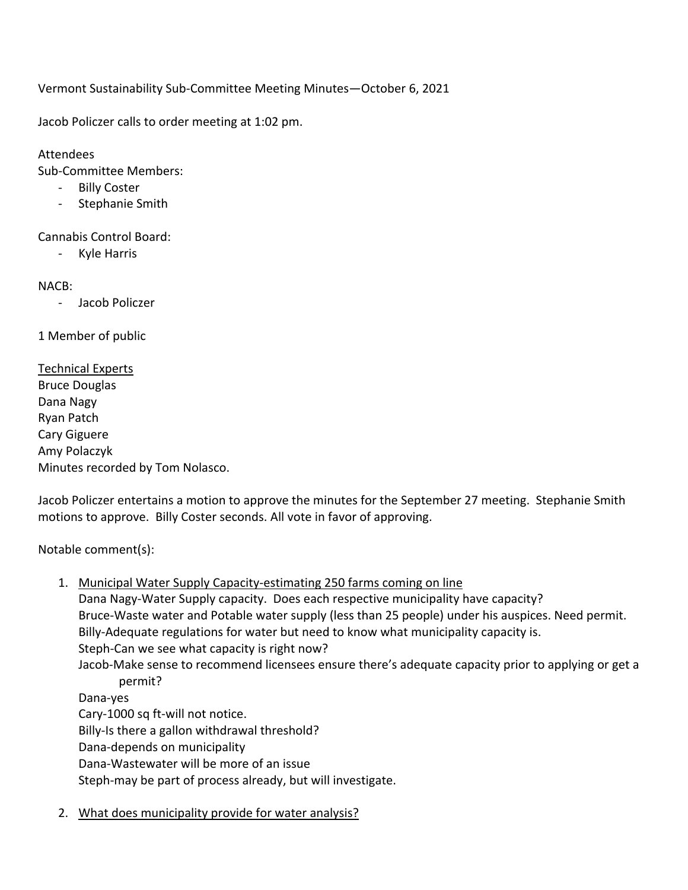Vermont Sustainability Sub-Committee Meeting Minutes—October 6, 2021

Jacob Policzer calls to order meeting at 1:02 pm.

Attendees

Sub-Committee Members:

- Billy Coster
- Stephanie Smith

Cannabis Control Board:

- Kyle Harris

NACB:

- Jacob Policzer

1 Member of public

<u>Technical Experts</u>

Bruce Douglas
Dana Nagy
Ryan Patch
Cary Giguere
Amy Polaczyk
Minutes recorded by Tom Nolasco.

Jacob Policzer entertains a motion to approve the minutes for the September 27 meeting. Stephanie Smith motions to approve. Billy Coster seconds. All vote in favor of approving.

Notable comment(s):

1. <u>Municipal Water Supply Capacity-estimating 250 farms coming on line</u>
   Dana Nagy-Water Supply capacity. Does each respective municipality have capacity?
   Bruce-Waste water and Potable water supply (less than 25 people) under his auspices. Need permit.
   Billy-Adequate regulations for water but need to know what municipality capacity is.
   Steph-Can we see what capacity is right now?
   Jacob-Make sense to recommend licensees ensure there's adequate capacity prior to applying or get a permit?
   Dana-yes
   Cary-1000 sq ft-will not notice.
   Billy-Is there a gallon withdrawal threshold?
   Dana-depends on municipality
   Dana-Wastewater will be more of an issue
   Steph-may be part of process already, but will investigate.

2. <u>What does municipality provide for water analysis?</u>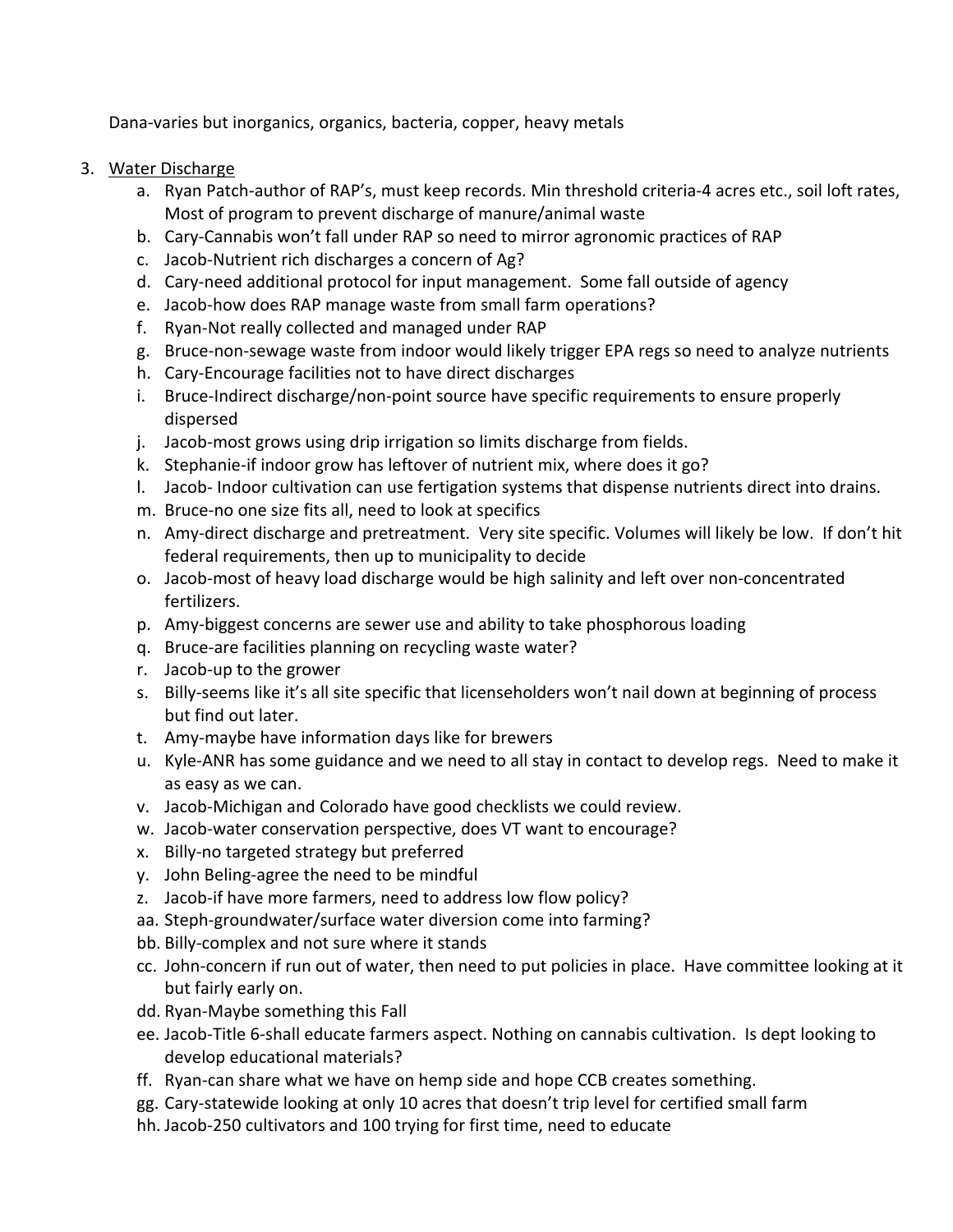Dana-varies but inorganics, organics, bacteria, copper, heavy metals

3. <u>Water Discharge</u>
    a. Ryan Patch-author of RAP's, must keep records. Min threshold criteria-4 acres etc., soil loft rates, Most of program to prevent discharge of manure/animal waste
    b. Cary-Cannabis won't fall under RAP so need to mirror agronomic practices of RAP
    c. Jacob-Nutrient rich discharges a concern of Ag?
    d. Cary-need additional protocol for input management. Some fall outside of agency
    e. Jacob-how does RAP manage waste from small farm operations?
    f. Ryan-Not really collected and managed under RAP
    g. Bruce-non-sewage waste from indoor would likely trigger EPA regs so need to analyze nutrients
    h. Cary-Encourage facilities not to have direct discharges
    i. Bruce-Indirect discharge/non-point source have specific requirements to ensure properly dispersed
    j. Jacob-most grows using drip irrigation so limits discharge from fields.
    k. Stephanie-if indoor grow has leftover of nutrient mix, where does it go?
    l. Jacob- Indoor cultivation can use fertigation systems that dispense nutrients direct into drains.
    m. Bruce-no one size fits all, need to look at specifics
    n. Amy-direct discharge and pretreatment. Very site specific. Volumes will likely be low. If don't hit federal requirements, then up to municipality to decide
    o. Jacob-most of heavy load discharge would be high salinity and left over non-concentrated fertilizers.
    p. Amy-biggest concerns are sewer use and ability to take phosphorous loading
    q. Bruce-are facilities planning on recycling waste water?
    r. Jacob-up to the grower
    s. Billy-seems like it's all site specific that licenseholders won't nail down at beginning of process but find out later.
    t. Amy-maybe have information days like for brewers
    u. Kyle-ANR has some guidance and we need to all stay in contact to develop regs. Need to make it as easy as we can.
    v. Jacob-Michigan and Colorado have good checklists we could review.
    w. Jacob-water conservation perspective, does VT want to encourage?
    x. Billy-no targeted strategy but preferred
    y. John Beling-agree the need to be mindful
    z. Jacob-if have more farmers, need to address low flow policy?
    aa. Steph-groundwater/surface water diversion come into farming?
    bb. Billy-complex and not sure where it stands
    cc. John-concern if run out of water, then need to put policies in place. Have committee looking at it but fairly early on.
    dd. Ryan-Maybe something this Fall
    ee. Jacob-Title 6-shall educate farmers aspect. Nothing on cannabis cultivation. Is dept looking to develop educational materials?
    ff. Ryan-can share what we have on hemp side and hope CCB creates something.
    gg. Cary-statewide looking at only 10 acres that doesn't trip level for certified small farm
    hh. Jacob-250 cultivators and 100 trying for first time, need to educate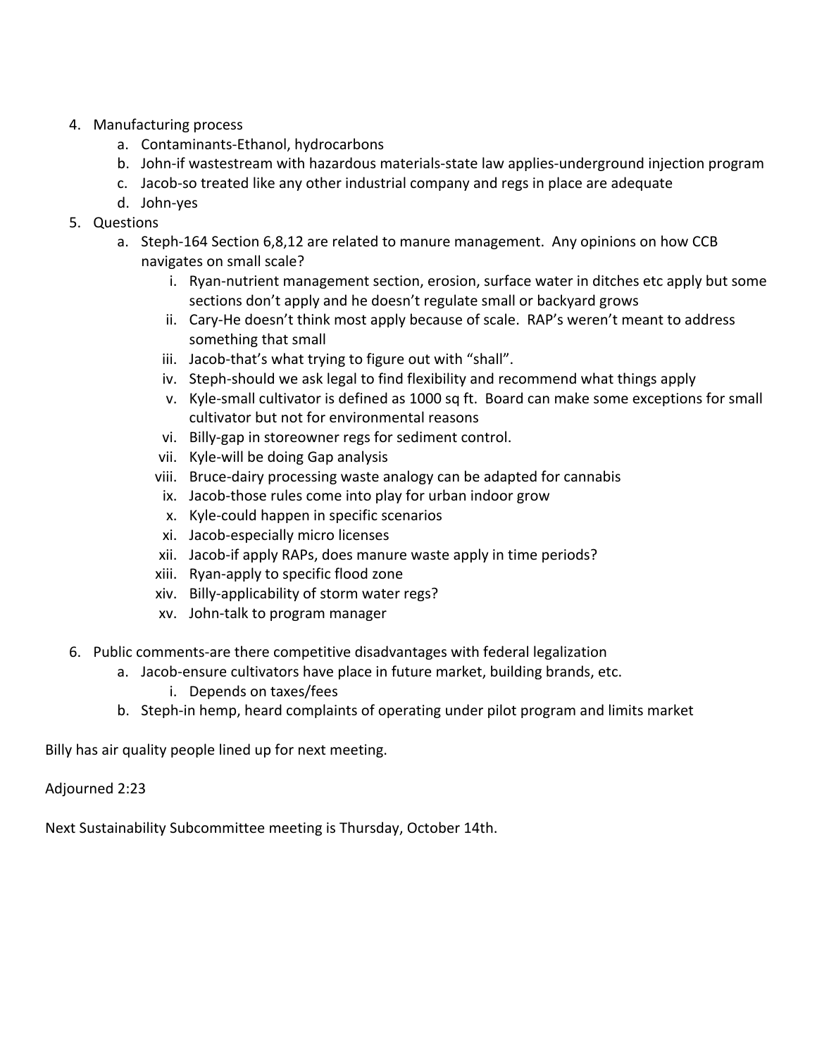4. Manufacturing process
    a. Contaminants-Ethanol, hydrocarbons
    b. John-if wastestream with hazardous materials-state law applies-underground injection program
    c. Jacob-so treated like any other industrial company and regs in place are adequate
    d. John-yes
5. Questions
    a. Steph-164 Section 6,8,12 are related to manure management. Any opinions on how CCB navigates on small scale?
        i. Ryan-nutrient management section, erosion, surface water in ditches etc apply but some sections don't apply and he doesn't regulate small or backyard grows
        ii. Cary-He doesn't think most apply because of scale. RAP's weren't meant to address something that small
        iii. Jacob-that's what trying to figure out with "shall".
        iv. Steph-should we ask legal to find flexibility and recommend what things apply
        v. Kyle-small cultivator is defined as 1000 sq ft. Board can make some exceptions for small cultivator but not for environmental reasons
        vi. Billy-gap in storeowner regs for sediment control.
        vii. Kyle-will be doing Gap analysis
        viii. Bruce-dairy processing waste analogy can be adapted for cannabis
        ix. Jacob-those rules come into play for urban indoor grow
        x. Kyle-could happen in specific scenarios
        xi. Jacob-especially micro licenses
        xii. Jacob-if apply RAPs, does manure waste apply in time periods?
        xiii. Ryan-apply to specific flood zone
        xiv. Billy-applicability of storm water regs?
        xv. John-talk to program manager
6. Public comments-are there competitive disadvantages with federal legalization
    a. Jacob-ensure cultivators have place in future market, building brands, etc.
        i. Depends on taxes/fees
    b. Steph-in hemp, heard complaints of operating under pilot program and limits market

Billy has air quality people lined up for next meeting.

Adjourned 2:23

Next Sustainability Subcommittee meeting is Thursday, October 14th.